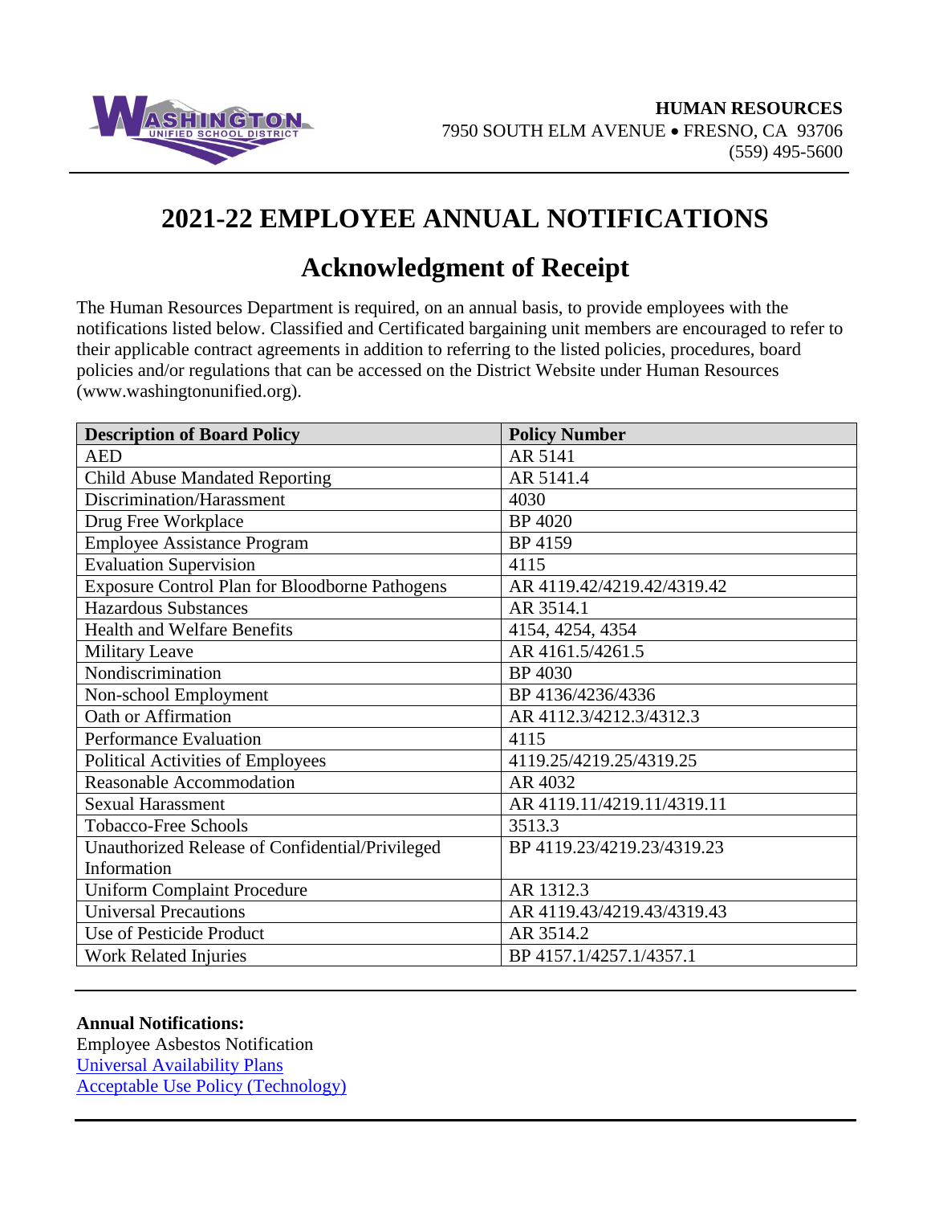**HUMAN RESOURCES**
7950 SOUTH ELM AVENUE • FRESNO, CA 93706
(559) 495-5600

# 2021-22 EMPLOYEE ANNUAL NOTIFICATIONS

## Acknowledgment of Receipt

The Human Resources Department is required, on an annual basis, to provide employees with the notifications listed below. Classified and Certificated bargaining unit members are encouraged to refer to their applicable contract agreements in addition to referring to the listed policies, procedures, board policies and/or regulations that can be accessed on the District Website under Human Resources (www.washingtonunified.org).

| Description of Board Policy | Policy Number |
|---|---|
| AED | AR 5141 |
| Child Abuse Mandated Reporting | AR 5141.4 |
| Discrimination/Harassment | 4030 |
| Drug Free Workplace | BP 4020 |
| Employee Assistance Program | BP 4159 |
| Evaluation Supervision | 4115 |
| Exposure Control Plan for Bloodborne Pathogens | AR 4119.42/4219.42/4319.42 |
| Hazardous Substances | AR 3514.1 |
| Health and Welfare Benefits | 4154, 4254, 4354 |
| Military Leave | AR 4161.5/4261.5 |
| Nondiscrimination | BP 4030 |
| Non-school Employment | BP 4136/4236/4336 |
| Oath or Affirmation | AR 4112.3/4212.3/4312.3 |
| Performance Evaluation | 4115 |
| Political Activities of Employees | 4119.25/4219.25/4319.25 |
| Reasonable Accommodation | AR 4032 |
| Sexual Harassment | AR 4119.11/4219.11/4319.11 |
| Tobacco-Free Schools | 3513.3 |
| Unauthorized Release of Confidential/Privileged Information | BP 4119.23/4219.23/4319.23 |
| Uniform Complaint Procedure | AR 1312.3 |
| Universal Precautions | AR 4119.43/4219.43/4319.43 |
| Use of Pesticide Product | AR 3514.2 |
| Work Related Injuries | BP 4157.1/4257.1/4357.1 |

**Annual Notifications:**
Employee Asbestos Notification
Universal Availability Plans
Acceptable Use Policy (Technology)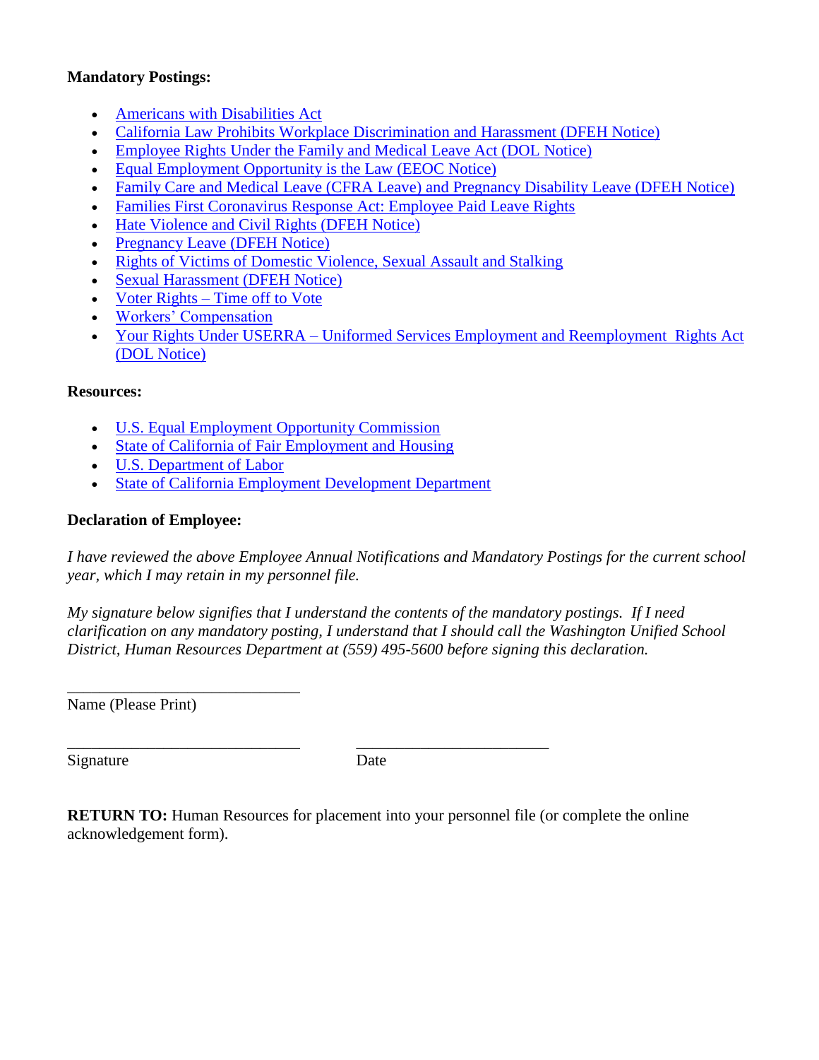**Mandatory Postings:**

- Americans with Disabilities Act
- California Law Prohibits Workplace Discrimination and Harassment (DFEH Notice)
- Employee Rights Under the Family and Medical Leave Act (DOL Notice)
- Equal Employment Opportunity is the Law (EEOC Notice)
- Family Care and Medical Leave (CFRA Leave) and Pregnancy Disability Leave (DFEH Notice)
- Families First Coronavirus Response Act: Employee Paid Leave Rights
- Hate Violence and Civil Rights (DFEH Notice)
- Pregnancy Leave (DFEH Notice)
- Rights of Victims of Domestic Violence, Sexual Assault and Stalking
- Sexual Harassment (DFEH Notice)
- Voter Rights – Time off to Vote
- Workers' Compensation
- Your Rights Under USERRA – Uniformed Services Employment and Reemployment Rights Act (DOL Notice)

**Resources:**

- U.S. Equal Employment Opportunity Commission
- State of California of Fair Employment and Housing
- U.S. Department of Labor
- State of California Employment Development Department

**Declaration of Employee:**

*I have reviewed the above Employee Annual Notifications and Mandatory Postings for the current school year, which I may retain in my personnel file.*

*My signature below signifies that I understand the contents of the mandatory postings. If I need clarification on any mandatory posting, I understand that I should call the Washington Unified School District, Human Resources Department at (559) 495-5600 before signing this declaration.*

______________________________
Name (Please Print)

______________________________ ________________________
Signature Date

**RETURN TO:** Human Resources for placement into your personnel file (or complete the online acknowledgement form).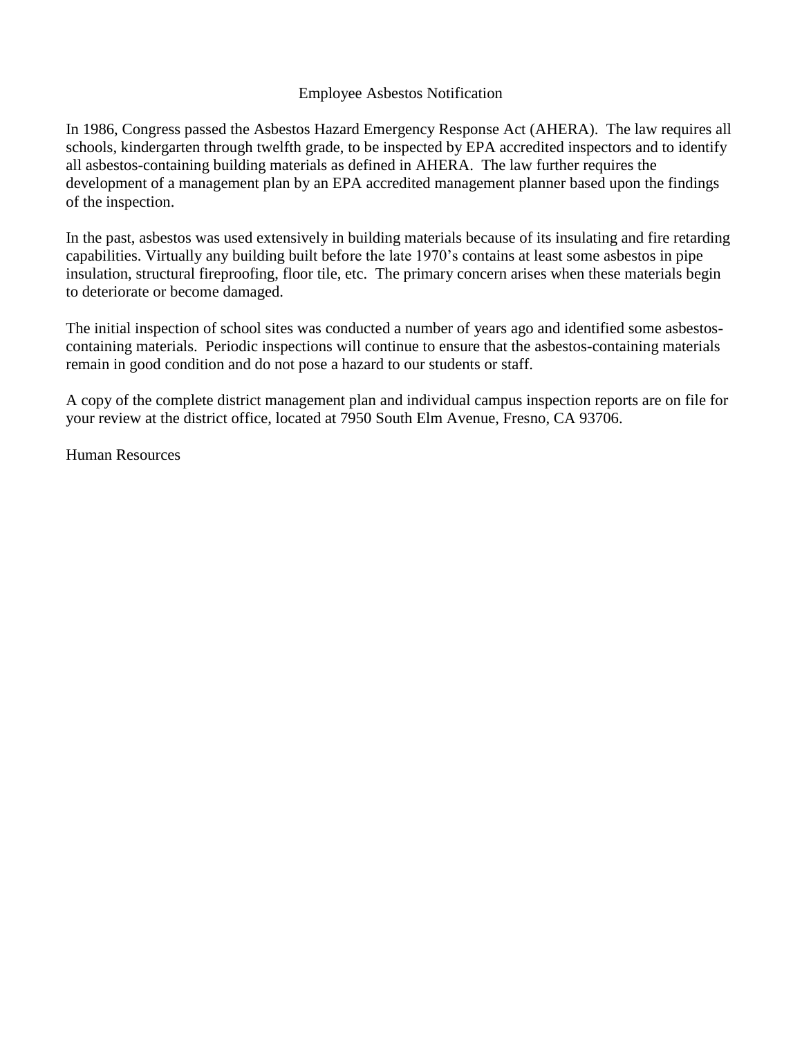# Employee Asbestos Notification

In 1986, Congress passed the Asbestos Hazard Emergency Response Act (AHERA). The law requires all schools, kindergarten through twelfth grade, to be inspected by EPA accredited inspectors and to identify all asbestos-containing building materials as defined in AHERA. The law further requires the development of a management plan by an EPA accredited management planner based upon the findings of the inspection.

In the past, asbestos was used extensively in building materials because of its insulating and fire retarding capabilities. Virtually any building built before the late 1970's contains at least some asbestos in pipe insulation, structural fireproofing, floor tile, etc. The primary concern arises when these materials begin to deteriorate or become damaged.

The initial inspection of school sites was conducted a number of years ago and identified some asbestos-containing materials. Periodic inspections will continue to ensure that the asbestos-containing materials remain in good condition and do not pose a hazard to our students or staff.

A copy of the complete district management plan and individual campus inspection reports are on file for your review at the district office, located at 7950 South Elm Avenue, Fresno, CA 93706.

Human Resources